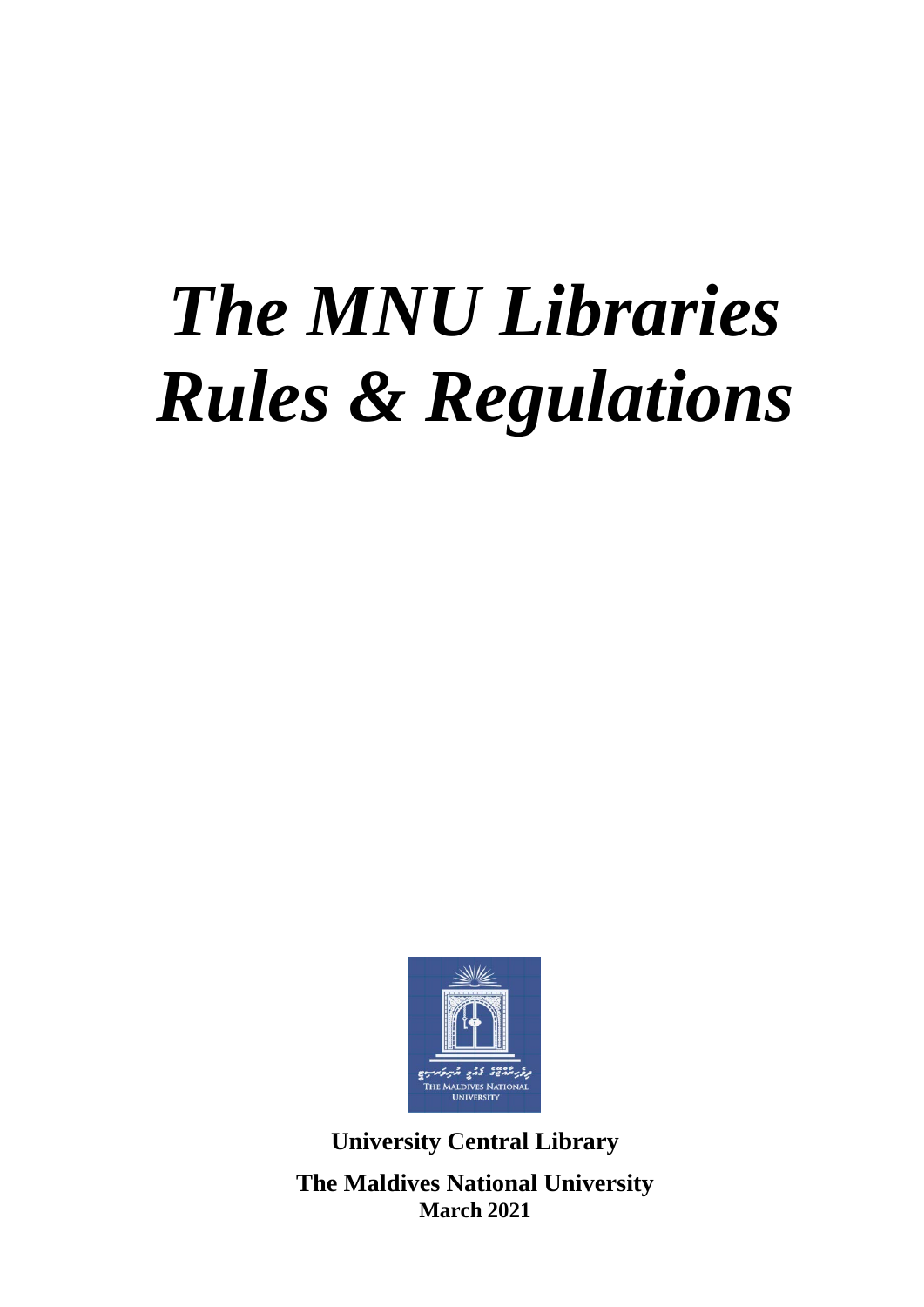# *The MNU Libraries Rules & Regulations*

**University Central Library**

**The Maldives National University**

**March 2021**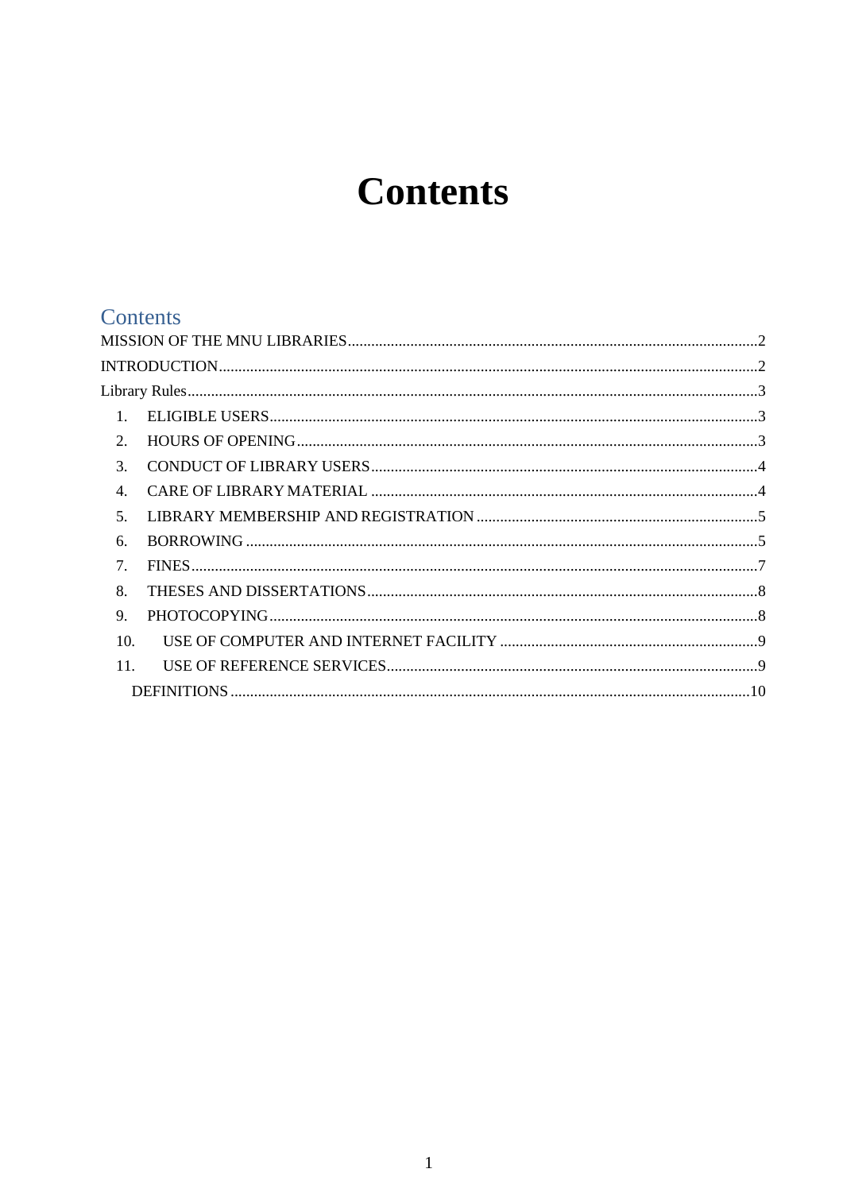# Contents

## Contents

MISSION OF THE MNU LIBRARIES....................2

INTRODUCTION....................2

Library Rules....................3

1. ELIGIBLE USERS....................3
2. HOURS OF OPENING....................3
3. CONDUCT OF LIBRARY USERS....................4
4. CARE OF LIBRARY MATERIAL....................4
5. LIBRARY MEMBERSHIP AND REGISTRATION....................5
6. BORROWING....................5
7. FINES....................7
8. THESES AND DISSERTATIONS....................8
9. PHOTOCOPYING....................8
10. USE OF COMPUTER AND INTERNET FACILITY....................9
11. USE OF REFERENCE SERVICES....................9

DEFINITIONS....................10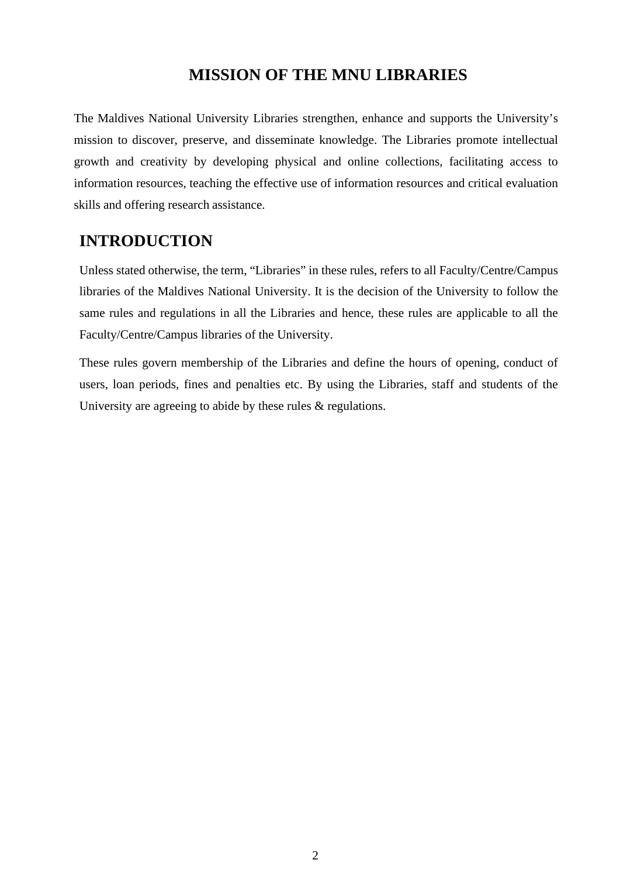# MISSION OF THE MNU LIBRARIES

The Maldives National University Libraries strengthen, enhance and supports the University's mission to discover, preserve, and disseminate knowledge. The Libraries promote intellectual growth and creativity by developing physical and online collections, facilitating access to information resources, teaching the effective use of information resources and critical evaluation skills and offering research assistance.

## INTRODUCTION

Unless stated otherwise, the term, "Libraries" in these rules, refers to all Faculty/Centre/Campus libraries of the Maldives National University. It is the decision of the University to follow the same rules and regulations in all the Libraries and hence, these rules are applicable to all the Faculty/Centre/Campus libraries of the University.

These rules govern membership of the Libraries and define the hours of opening, conduct of users, loan periods, fines and penalties etc. By using the Libraries, staff and students of the University are agreeing to abide by these rules & regulations.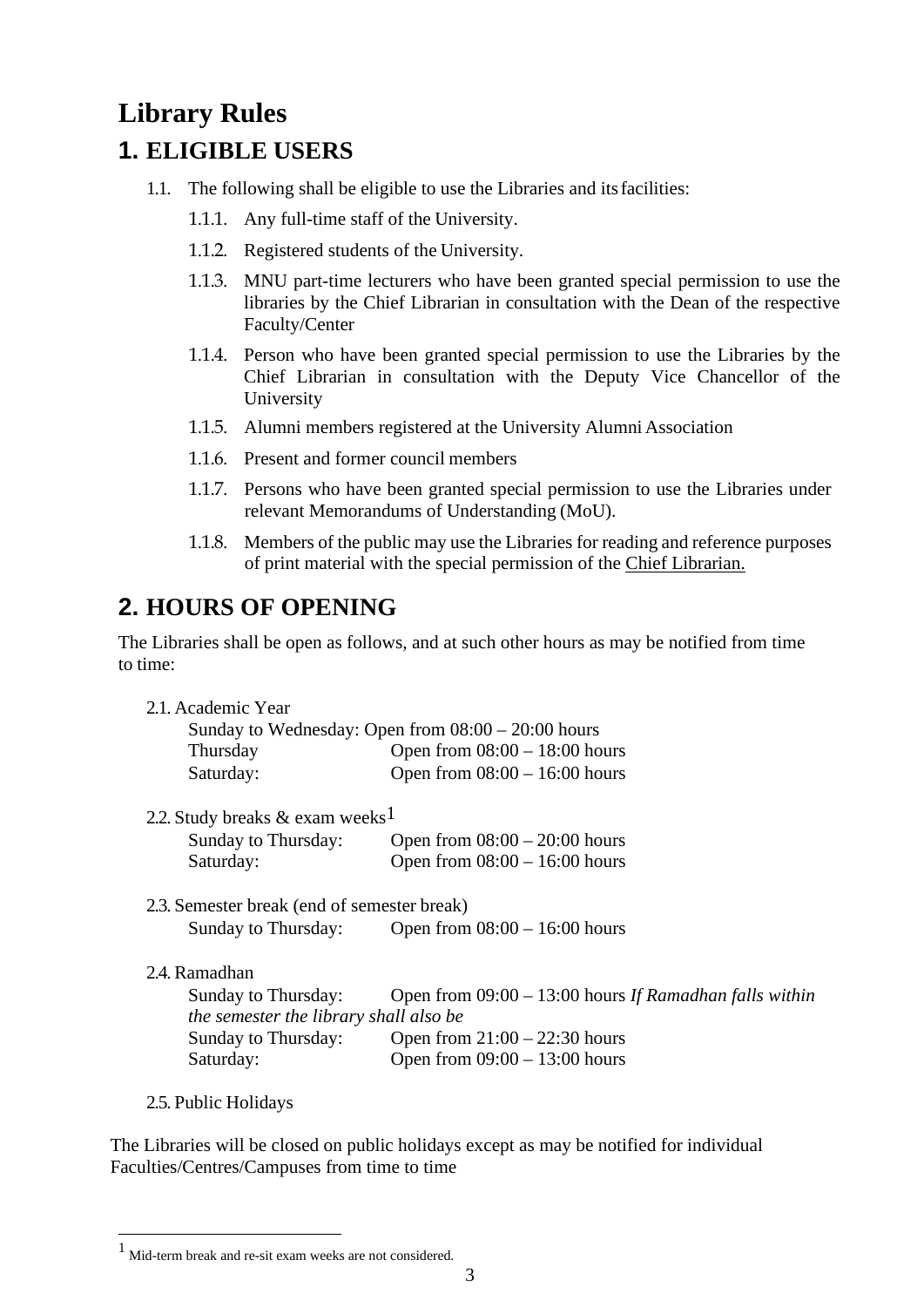# Library Rules

## 1. ELIGIBLE USERS

1.1. The following shall be eligible to use the Libraries and its facilities:

- 1.1.1. Any full-time staff of the University.
- 1.1.2. Registered students of the University.
- 1.1.3. MNU part-time lecturers who have been granted special permission to use the libraries by the Chief Librarian in consultation with the Dean of the respective Faculty/Center
- 1.1.4. Person who have been granted special permission to use the Libraries by the Chief Librarian in consultation with the Deputy Vice Chancellor of the University
- 1.1.5. Alumni members registered at the University Alumni Association
- 1.1.6. Present and former council members
- 1.1.7. Persons who have been granted special permission to use the Libraries under relevant Memorandums of Understanding (MoU).
- 1.1.8. Members of the public may use the Libraries for reading and reference purposes of print material with the special permission of the Chief Librarian.

## 2. HOURS OF OPENING

The Libraries shall be open as follows, and at such other hours as may be notified from time to time:

2.1. Academic Year

Sunday to Wednesday: Open from 08:00 – 20:00 hours
Thursday: Open from 08:00 – 18:00 hours
Saturday: Open from 08:00 – 16:00 hours

2.2. Study breaks & exam weeks[1]

Sunday to Thursday: Open from 08:00 – 20:00 hours
Saturday: Open from 08:00 – 16:00 hours

2.3. Semester break (end of semester break)

Sunday to Thursday: Open from 08:00 – 16:00 hours

2.4. Ramadhan

Sunday to Thursday: Open from 09:00 – 13:00 hours *If Ramadhan falls within the semester the library shall also be*
Sunday to Thursday: Open from 21:00 – 22:30 hours
Saturday: Open from 09:00 – 13:00 hours

2.5. Public Holidays

The Libraries will be closed on public holidays except as may be notified for individual Faculties/Centres/Campuses from time to time

[1] Mid-term break and re-sit exam weeks are not considered.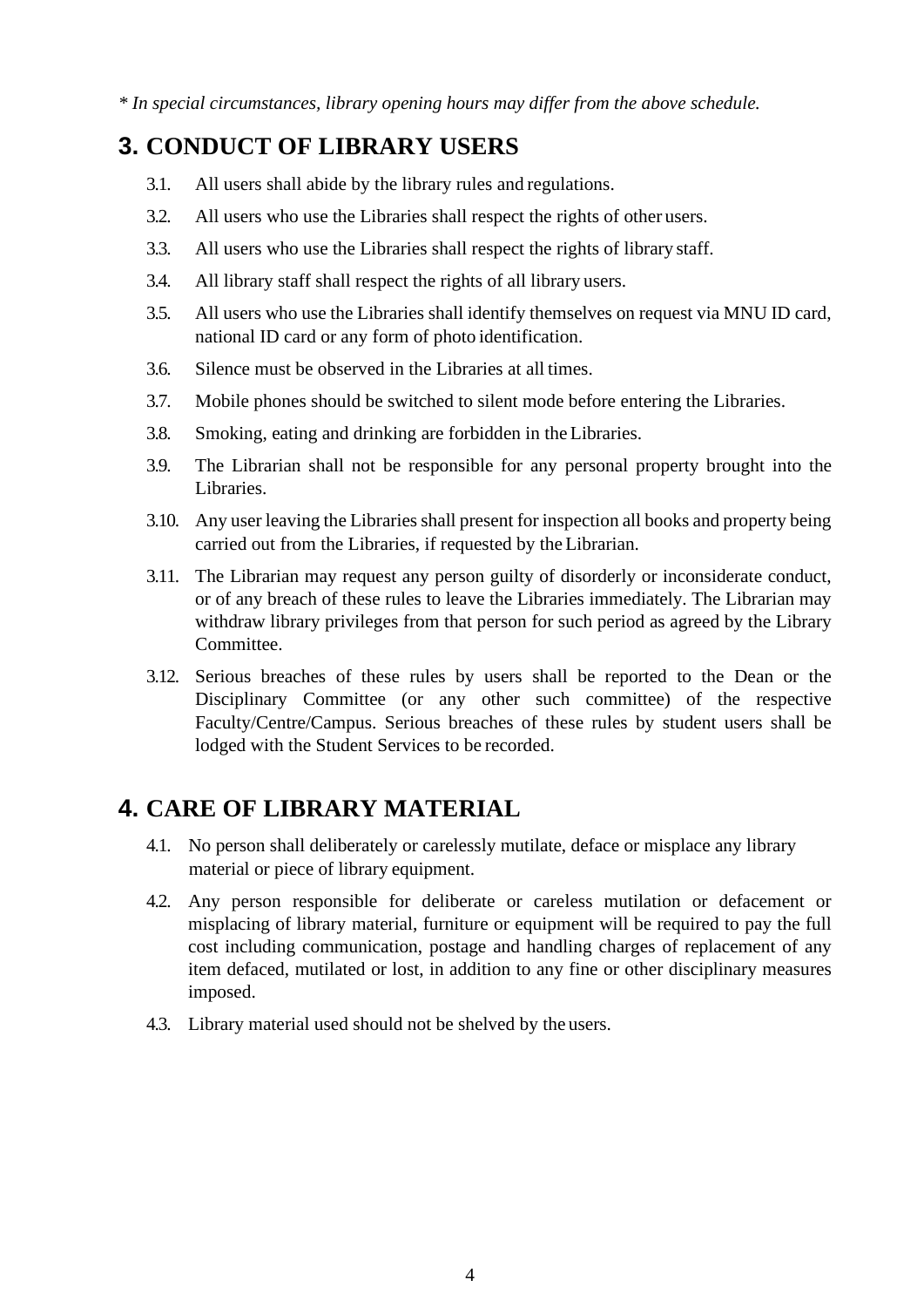*\* In special circumstances, library opening hours may differ from the above schedule.*

## 3. CONDUCT OF LIBRARY USERS

3.1. All users shall abide by the library rules and regulations.

3.2. All users who use the Libraries shall respect the rights of other users.

3.3. All users who use the Libraries shall respect the rights of library staff.

3.4. All library staff shall respect the rights of all library users.

3.5. All users who use the Libraries shall identify themselves on request via MNU ID card, national ID card or any form of photo identification.

3.6. Silence must be observed in the Libraries at all times.

3.7. Mobile phones should be switched to silent mode before entering the Libraries.

3.8. Smoking, eating and drinking are forbidden in the Libraries.

3.9. The Librarian shall not be responsible for any personal property brought into the Libraries.

3.10. Any user leaving the Libraries shall present for inspection all books and property being carried out from the Libraries, if requested by the Librarian.

3.11. The Librarian may request any person guilty of disorderly or inconsiderate conduct, or of any breach of these rules to leave the Libraries immediately. The Librarian may withdraw library privileges from that person for such period as agreed by the Library Committee.

3.12. Serious breaches of these rules by users shall be reported to the Dean or the Disciplinary Committee (or any other such committee) of the respective Faculty/Centre/Campus. Serious breaches of these rules by student users shall be lodged with the Student Services to be recorded.

## 4. CARE OF LIBRARY MATERIAL

4.1. No person shall deliberately or carelessly mutilate, deface or misplace any library material or piece of library equipment.

4.2. Any person responsible for deliberate or careless mutilation or defacement or misplacing of library material, furniture or equipment will be required to pay the full cost including communication, postage and handling charges of replacement of any item defaced, mutilated or lost, in addition to any fine or other disciplinary measures imposed.

4.3. Library material used should not be shelved by the users.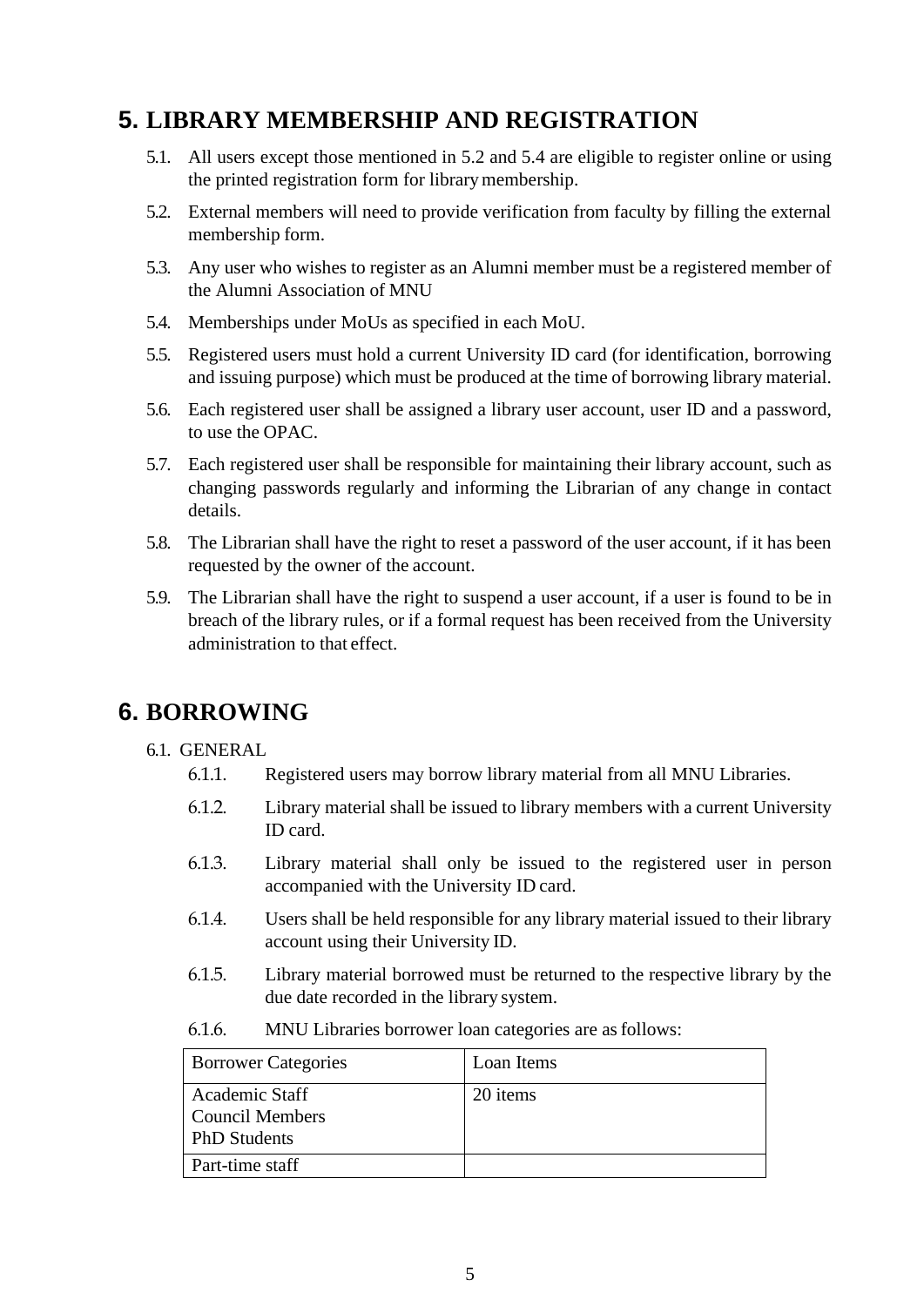## 5. LIBRARY MEMBERSHIP AND REGISTRATION

5.1. All users except those mentioned in 5.2 and 5.4 are eligible to register online or using the printed registration form for library membership.

5.2. External members will need to provide verification from faculty by filling the external membership form.

5.3. Any user who wishes to register as an Alumni member must be a registered member of the Alumni Association of MNU

5.4. Memberships under MoUs as specified in each MoU.

5.5. Registered users must hold a current University ID card (for identification, borrowing and issuing purpose) which must be produced at the time of borrowing library material.

5.6. Each registered user shall be assigned a library user account, user ID and a password, to use the OPAC.

5.7. Each registered user shall be responsible for maintaining their library account, such as changing passwords regularly and informing the Librarian of any change in contact details.

5.8. The Librarian shall have the right to reset a password of the user account, if it has been requested by the owner of the account.

5.9. The Librarian shall have the right to suspend a user account, if a user is found to be in breach of the library rules, or if a formal request has been received from the University administration to that effect.

## 6. BORROWING

6.1. GENERAL

6.1.1. Registered users may borrow library material from all MNU Libraries.

6.1.2. Library material shall be issued to library members with a current University ID card.

6.1.3. Library material shall only be issued to the registered user in person accompanied with the University ID card.

6.1.4. Users shall be held responsible for any library material issued to their library account using their University ID.

6.1.5. Library material borrowed must be returned to the respective library by the due date recorded in the library system.

6.1.6. MNU Libraries borrower loan categories are as follows:

| Borrower Categories | Loan Items |
|---|---|
| Academic Staff<br>Council Members<br>PhD Students | 20 items |
| Part-time staff | |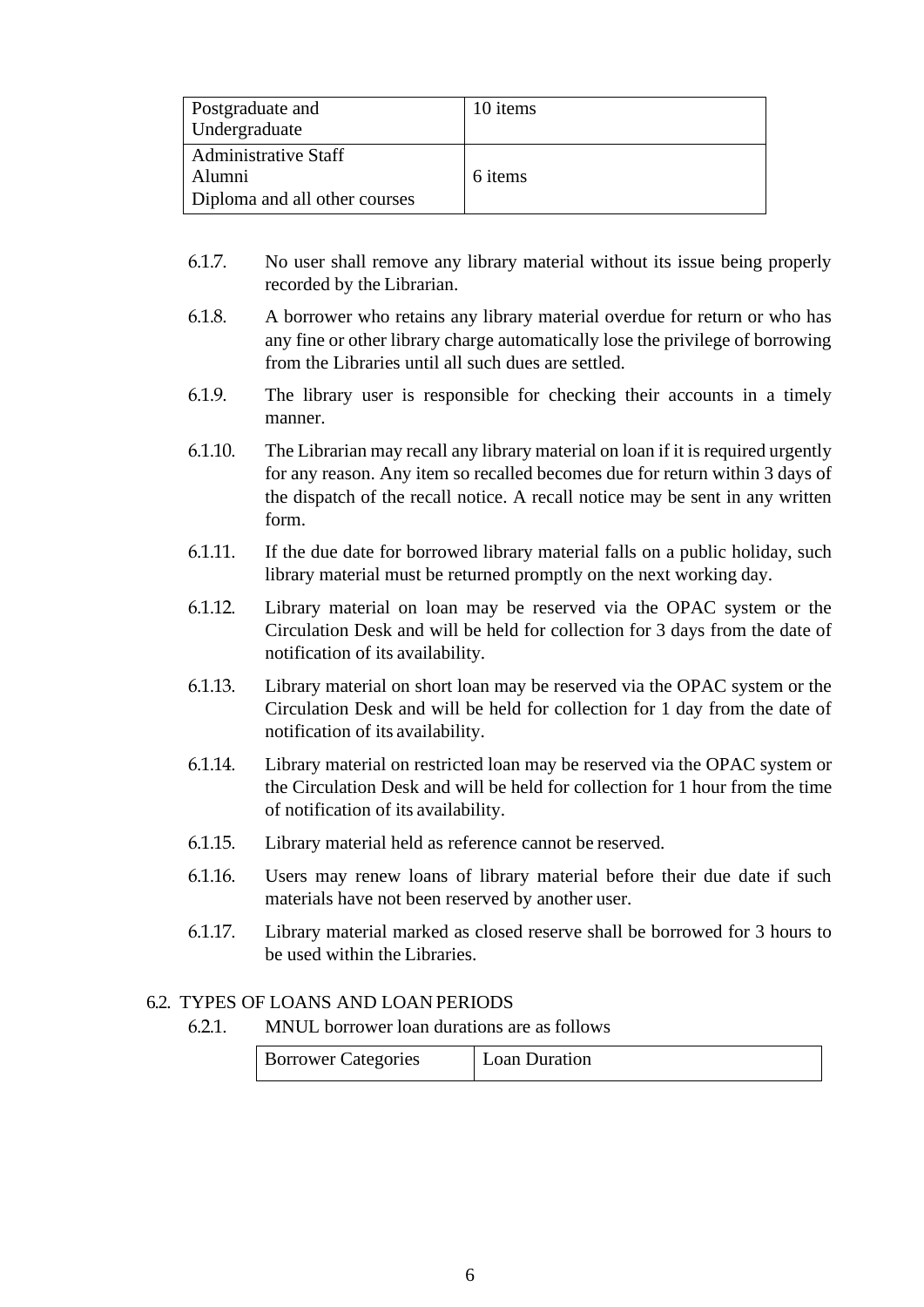| | |
|---|---|
| Postgraduate and Undergraduate | 10 items |
| Administrative Staff<br>Alumni<br>Diploma and all other courses | 6 items |

6.1.7. No user shall remove any library material without its issue being properly recorded by the Librarian.

6.1.8. A borrower who retains any library material overdue for return or who has any fine or other library charge automatically lose the privilege of borrowing from the Libraries until all such dues are settled.

6.1.9. The library user is responsible for checking their accounts in a timely manner.

6.1.10. The Librarian may recall any library material on loan if it is required urgently for any reason. Any item so recalled becomes due for return within 3 days of the dispatch of the recall notice. A recall notice may be sent in any written form.

6.1.11. If the due date for borrowed library material falls on a public holiday, such library material must be returned promptly on the next working day.

6.1.12. Library material on loan may be reserved via the OPAC system or the Circulation Desk and will be held for collection for 3 days from the date of notification of its availability.

6.1.13. Library material on short loan may be reserved via the OPAC system or the Circulation Desk and will be held for collection for 1 day from the date of notification of its availability.

6.1.14. Library material on restricted loan may be reserved via the OPAC system or the Circulation Desk and will be held for collection for 1 hour from the time of notification of its availability.

6.1.15. Library material held as reference cannot be reserved.

6.1.16. Users may renew loans of library material before their due date if such materials have not been reserved by another user.

6.1.17. Library material marked as closed reserve shall be borrowed for 3 hours to be used within the Libraries.

## 6.2. TYPES OF LOANS AND LOAN PERIODS

6.2.1. MNUL borrower loan durations are as follows

| Borrower Categories | Loan Duration |
|---|---|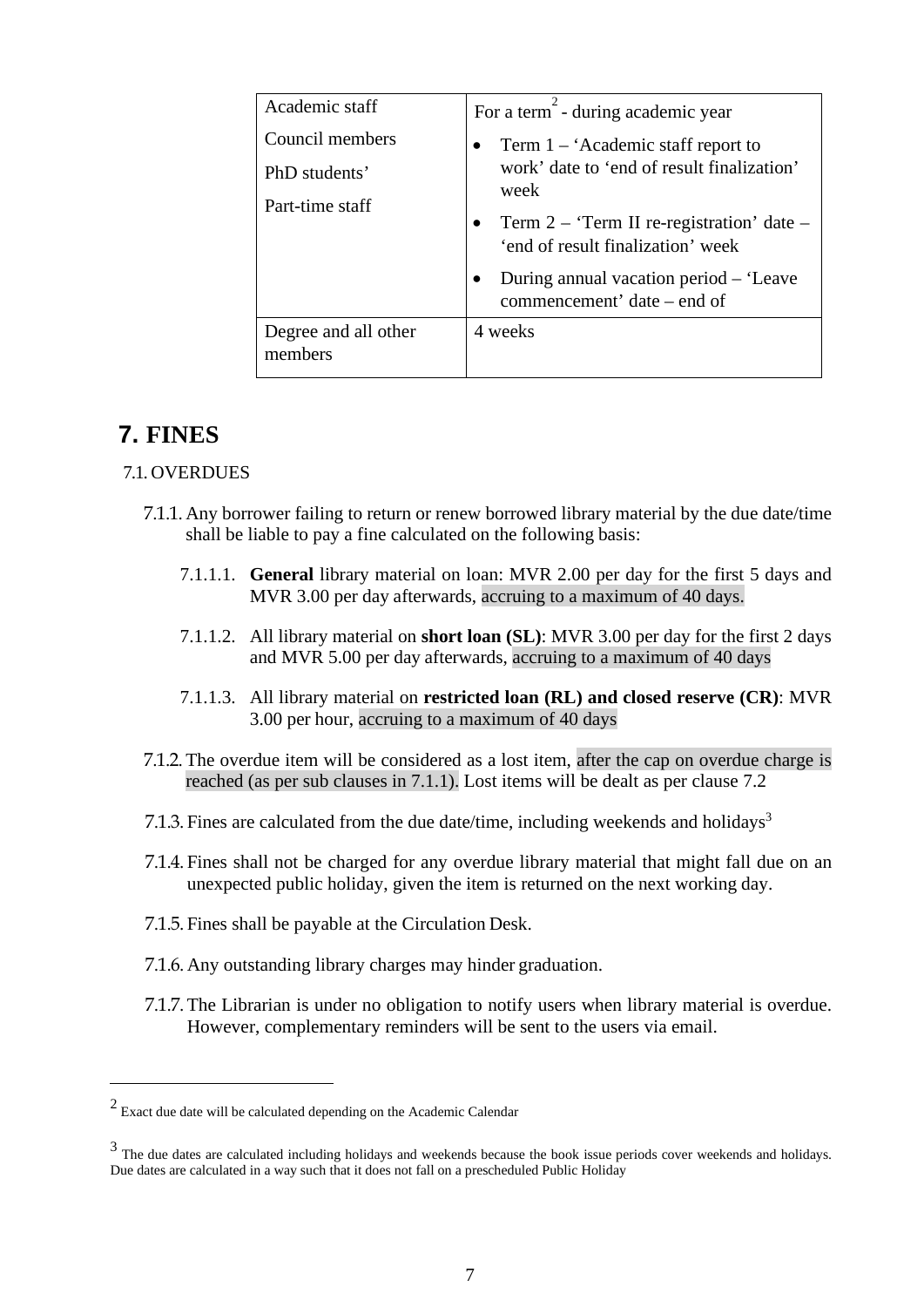| Academic staff<br>Council members<br>PhD students'<br>Part-time staff | For a term[2] - during academic year<br>• Term 1 – 'Academic staff report to work' date to 'end of result finalization' week<br>• Term 2 – 'Term II re-registration' date – 'end of result finalization' week<br>• During annual vacation period – 'Leave commencement' date – end of |
|---|---|
| Degree and all other members | 4 weeks |

# 7. FINES

## 7.1. OVERDUES

7.1.1. Any borrower failing to return or renew borrowed library material by the due date/time shall be liable to pay a fine calculated on the following basis:

7.1.1.1. **General** library material on loan: MVR 2.00 per day for the first 5 days and MVR 3.00 per day afterwards, accruing to a maximum of 40 days.

7.1.1.2. All library material on **short loan (SL)**: MVR 3.00 per day for the first 2 days and MVR 5.00 per day afterwards, accruing to a maximum of 40 days

7.1.1.3. All library material on **restricted loan (RL) and closed reserve (CR)**: MVR 3.00 per hour, accruing to a maximum of 40 days

7.1.2. The overdue item will be considered as a lost item, after the cap on overdue charge is reached (as per sub clauses in 7.1.1). Lost items will be dealt as per clause 7.2

7.1.3. Fines are calculated from the due date/time, including weekends and holidays[3]

7.1.4. Fines shall not be charged for any overdue library material that might fall due on an unexpected public holiday, given the item is returned on the next working day.

7.1.5. Fines shall be payable at the Circulation Desk.

7.1.6. Any outstanding library charges may hinder graduation.

7.1.7. The Librarian is under no obligation to notify users when library material is overdue. However, complementary reminders will be sent to the users via email.

---

[2] Exact due date will be calculated depending on the Academic Calendar

[3] The due dates are calculated including holidays and weekends because the book issue periods cover weekends and holidays. Due dates are calculated in a way such that it does not fall on a prescheduled Public Holiday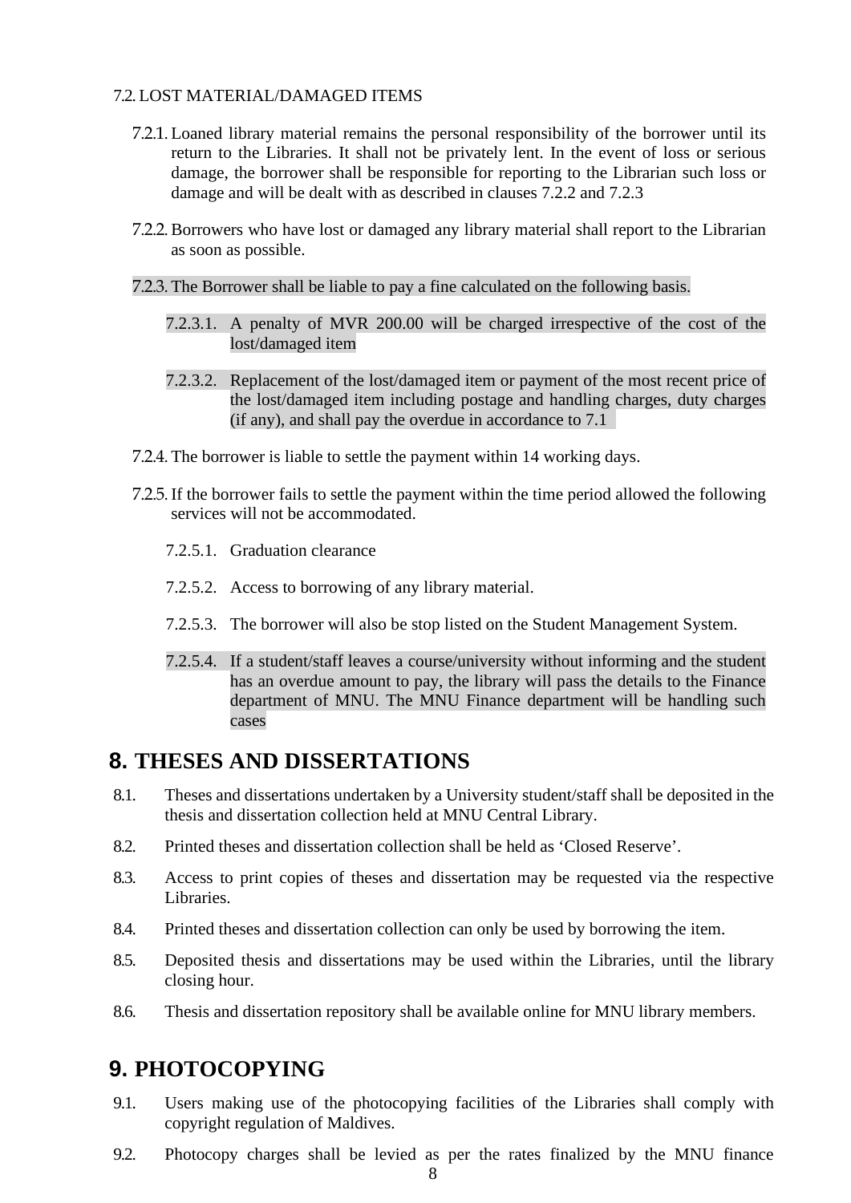7.2. LOST MATERIAL/DAMAGED ITEMS

7.2.1. Loaned library material remains the personal responsibility of the borrower until its return to the Libraries. It shall not be privately lent. In the event of loss or serious damage, the borrower shall be responsible for reporting to the Librarian such loss or damage and will be dealt with as described in clauses 7.2.2 and 7.2.3

7.2.2. Borrowers who have lost or damaged any library material shall report to the Librarian as soon as possible.

7.2.3. The Borrower shall be liable to pay a fine calculated on the following basis.

7.2.3.1. A penalty of MVR 200.00 will be charged irrespective of the cost of the lost/damaged item

7.2.3.2. Replacement of the lost/damaged item or payment of the most recent price of the lost/damaged item including postage and handling charges, duty charges (if any), and shall pay the overdue in accordance to 7.1

7.2.4. The borrower is liable to settle the payment within 14 working days.

7.2.5. If the borrower fails to settle the payment within the time period allowed the following services will not be accommodated.

7.2.5.1. Graduation clearance

7.2.5.2. Access to borrowing of any library material.

7.2.5.3. The borrower will also be stop listed on the Student Management System.

7.2.5.4. If a student/staff leaves a course/university without informing and the student has an overdue amount to pay, the library will pass the details to the Finance department of MNU. The MNU Finance department will be handling such cases

# 8. THESES AND DISSERTATIONS

8.1. Theses and dissertations undertaken by a University student/staff shall be deposited in the thesis and dissertation collection held at MNU Central Library.

8.2. Printed theses and dissertation collection shall be held as 'Closed Reserve'.

8.3. Access to print copies of theses and dissertation may be requested via the respective Libraries.

8.4. Printed theses and dissertation collection can only be used by borrowing the item.

8.5. Deposited thesis and dissertations may be used within the Libraries, until the library closing hour.

8.6. Thesis and dissertation repository shall be available online for MNU library members.

# 9. PHOTOCOPYING

9.1. Users making use of the photocopying facilities of the Libraries shall comply with copyright regulation of Maldives.

9.2. Photocopy charges shall be levied as per the rates finalized by the MNU finance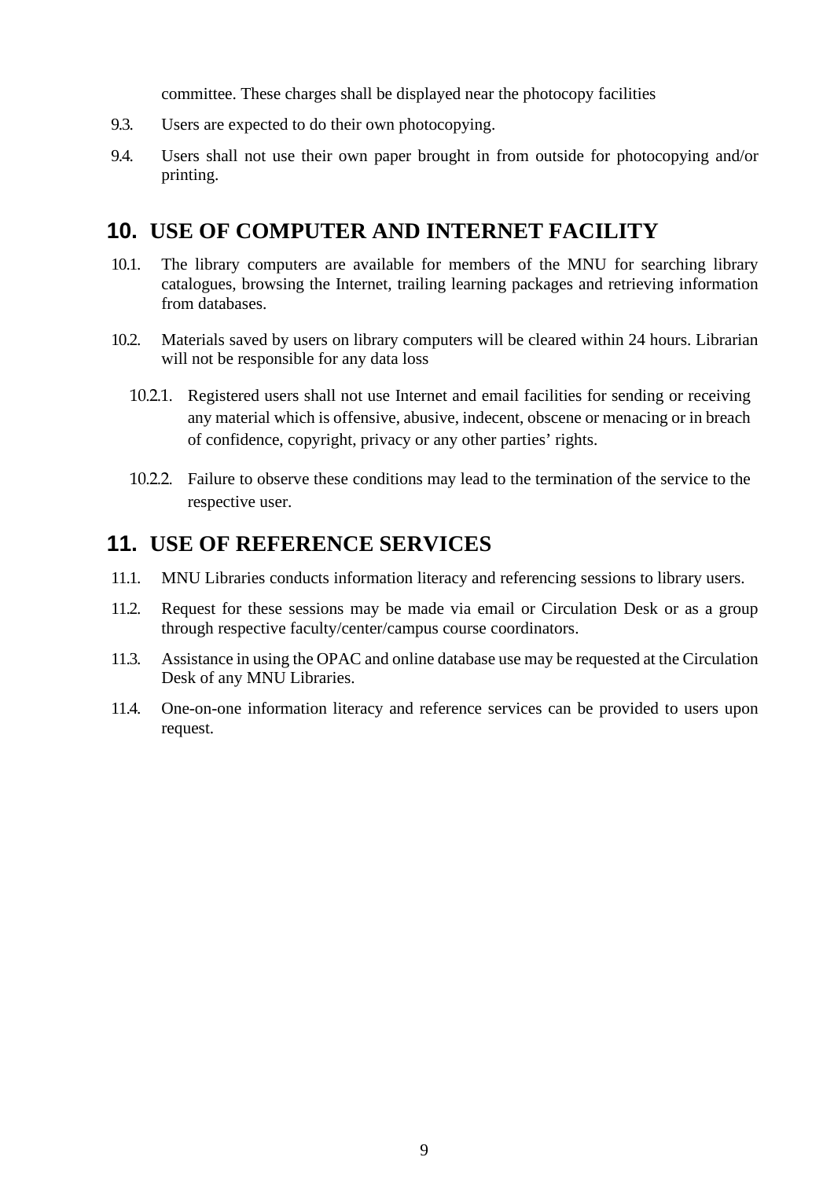committee. These charges shall be displayed near the photocopy facilities

9.3. Users are expected to do their own photocopying.

9.4. Users shall not use their own paper brought in from outside for photocopying and/or printing.

## 10. USE OF COMPUTER AND INTERNET FACILITY

10.1. The library computers are available for members of the MNU for searching library catalogues, browsing the Internet, trailing learning packages and retrieving information from databases.

10.2. Materials saved by users on library computers will be cleared within 24 hours. Librarian will not be responsible for any data loss

10.2.1. Registered users shall not use Internet and email facilities for sending or receiving any material which is offensive, abusive, indecent, obscene or menacing or in breach of confidence, copyright, privacy or any other parties' rights.

10.2.2. Failure to observe these conditions may lead to the termination of the service to the respective user.

## 11. USE OF REFERENCE SERVICES

11.1. MNU Libraries conducts information literacy and referencing sessions to library users.

11.2. Request for these sessions may be made via email or Circulation Desk or as a group through respective faculty/center/campus course coordinators.

11.3. Assistance in using the OPAC and online database use may be requested at the Circulation Desk of any MNU Libraries.

11.4. One-on-one information literacy and reference services can be provided to users upon request.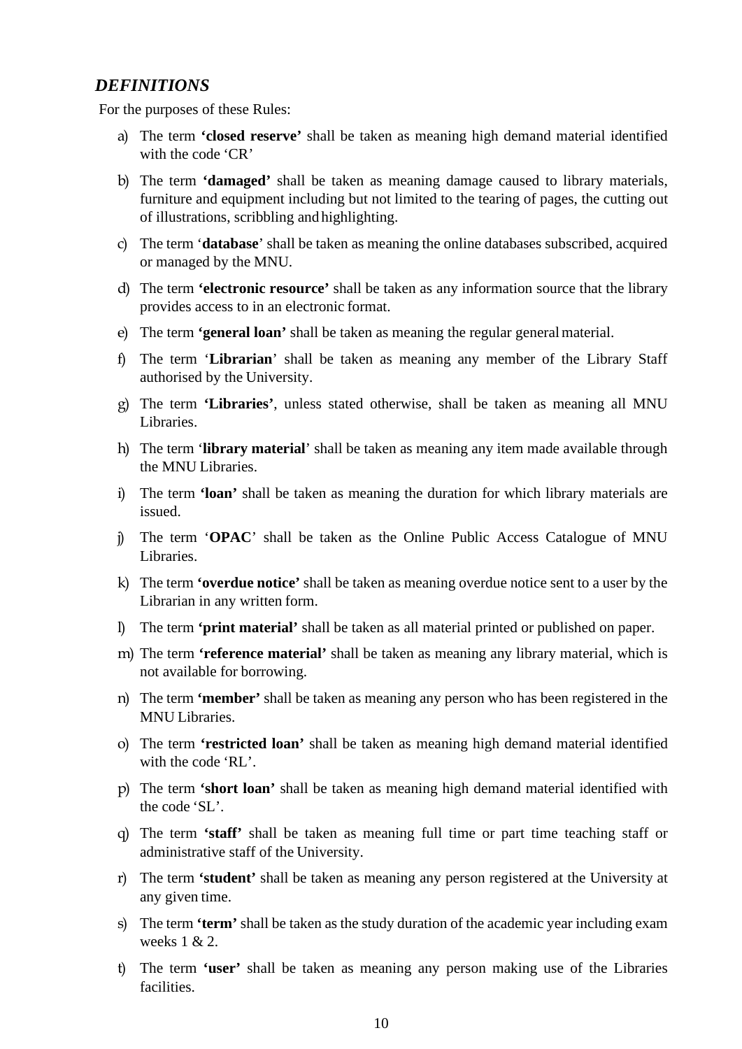## *DEFINITIONS*

For the purposes of these Rules:

a) The term **'closed reserve'** shall be taken as meaning high demand material identified with the code 'CR'

b) The term **'damaged'** shall be taken as meaning damage caused to library materials, furniture and equipment including but not limited to the tearing of pages, the cutting out of illustrations, scribbling and highlighting.

c) The term '**database**' shall be taken as meaning the online databases subscribed, acquired or managed by the MNU.

d) The term **'electronic resource'** shall be taken as any information source that the library provides access to in an electronic format.

e) The term **'general loan'** shall be taken as meaning the regular general material.

f) The term '**Librarian**' shall be taken as meaning any member of the Library Staff authorised by the University.

g) The term **'Libraries'**, unless stated otherwise, shall be taken as meaning all MNU Libraries.

h) The term '**library material**' shall be taken as meaning any item made available through the MNU Libraries.

i) The term **'loan'** shall be taken as meaning the duration for which library materials are issued.

j) The term '**OPAC**' shall be taken as the Online Public Access Catalogue of MNU Libraries.

k) The term **'overdue notice'** shall be taken as meaning overdue notice sent to a user by the Librarian in any written form.

l) The term **'print material'** shall be taken as all material printed or published on paper.

m) The term **'reference material'** shall be taken as meaning any library material, which is not available for borrowing.

n) The term **'member'** shall be taken as meaning any person who has been registered in the MNU Libraries.

o) The term **'restricted loan'** shall be taken as meaning high demand material identified with the code 'RL'.

p) The term **'short loan'** shall be taken as meaning high demand material identified with the code 'SL'.

q) The term **'staff'** shall be taken as meaning full time or part time teaching staff or administrative staff of the University.

r) The term **'student'** shall be taken as meaning any person registered at the University at any given time.

s) The term **'term'** shall be taken as the study duration of the academic year including exam weeks 1 & 2.

t) The term **'user'** shall be taken as meaning any person making use of the Libraries facilities.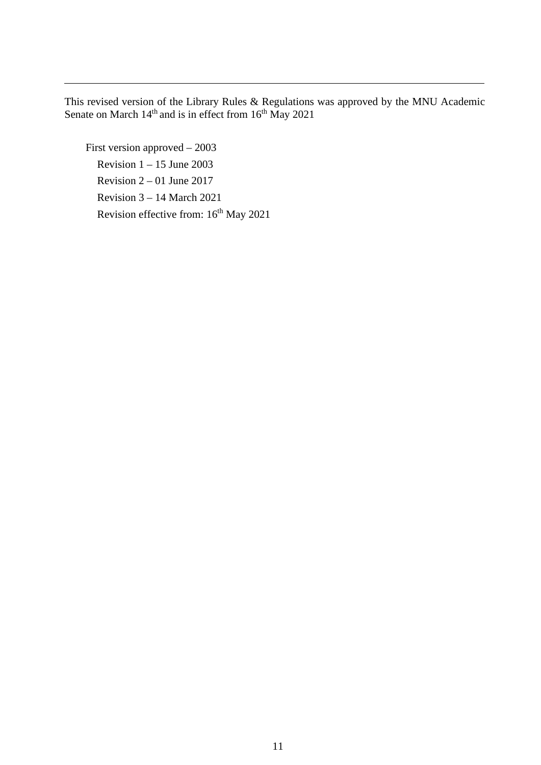---

This revised version of the Library Rules & Regulations was approved by the MNU Academic Senate on March 14th and is in effect from 16th May 2021

First version approved – 2003

Revision 1 – 15 June 2003

Revision 2 – 01 June 2017

Revision 3 – 14 March 2021

Revision effective from: 16th May 2021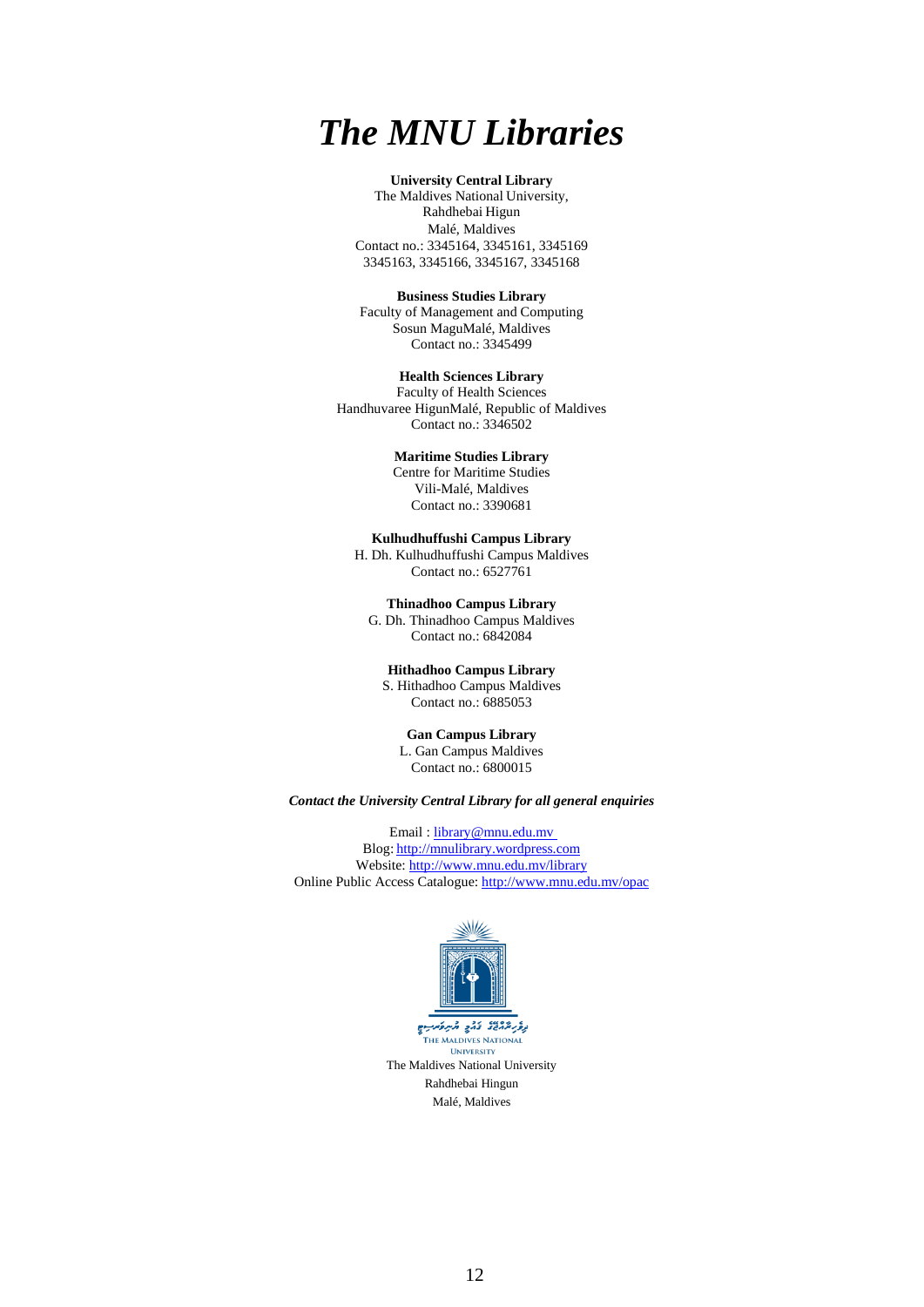# *The MNU Libraries*

**University Central Library**
The Maldives National University,
Rahdhebai Higun
Malé, Maldives
Contact no.: 3345164, 3345161, 3345169
3345163, 3345166, 3345167, 3345168

**Business Studies Library**
Faculty of Management and Computing
Sosun MaguMalé, Maldives
Contact no.: 3345499

**Health Sciences Library**
Faculty of Health Sciences
Handhuvaree HigunMalé, Republic of Maldives
Contact no.: 3346502

**Maritime Studies Library**
Centre for Maritime Studies
Vili-Malé, Maldives
Contact no.: 3390681

**Kulhudhuffushi Campus Library**
H. Dh. Kulhudhuffushi Campus Maldives
Contact no.: 6527761

**Thinadhoo Campus Library**
G. Dh. Thinadhoo Campus Maldives
Contact no.: 6842084

**Hithadhoo Campus Library**
S. Hithadhoo Campus Maldives
Contact no.: 6885053

**Gan Campus Library**
L. Gan Campus Maldives
Contact no.: 6800015

***Contact the University Central Library for all general enquiries***

Email : library@mnu.edu.mv
Blog: http://mnulibrary.wordpress.com
Website: http://www.mnu.edu.mv/library
Online Public Access Catalogue: http://www.mnu.edu.mv/opac

THE MALDIVES NATIONAL UNIVERSITY

The Maldives National University
Rahdhebai Hingun
Malé, Maldives